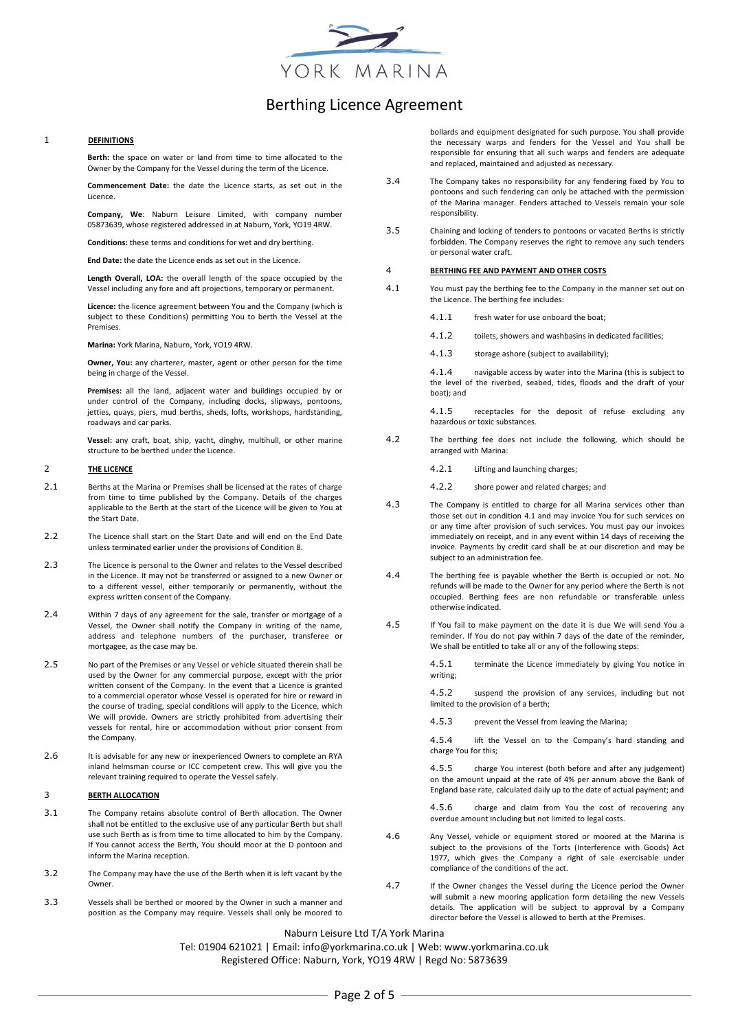YORK MARINA

# Berthing Licence Agreement

## 1 DEFINITIONS

**Berth:** the space on water or land from time to time allocated to the Owner by the Company for the Vessel during the term of the Licence.

**Commencement Date:** the date the Licence starts, as set out in the Licence.

**Company, We**: Naburn Leisure Limited, with company number 05873639, whose registered addressed in at Naburn, York, YO19 4RW.

**Conditions:** these terms and conditions for wet and dry berthing.

**End Date:** the date the Licence ends as set out in the Licence.

**Length Overall, LOA:** the overall length of the space occupied by the Vessel including any fore and aft projections, temporary or permanent.

**Licence:** the licence agreement between You and the Company (which is subject to these Conditions) permitting You to berth the Vessel at the Premises.

**Marina:** York Marina, Naburn, York, YO19 4RW.

**Owner, You:** any charterer, master, agent or other person for the time being in charge of the Vessel.

**Premises:** all the land, adjacent water and buildings occupied by or under control of the Company, including docks, slipways, pontoons, jetties, quays, piers, mud berths, sheds, lofts, workshops, hardstanding, roadways and car parks.

**Vessel:** any craft, boat, ship, yacht, dinghy, multihull, or other marine structure to be berthed under the Licence.

## 2 THE LICENCE

2.1 Berths at the Marina or Premises shall be licensed at the rates of charge from time to time published by the Company. Details of the charges applicable to the Berth at the start of the Licence will be given to You at the Start Date.

2.2 The Licence shall start on the Start Date and will end on the End Date unless terminated earlier under the provisions of Condition 8.

2.3 The Licence is personal to the Owner and relates to the Vessel described in the Licence. It may not be transferred or assigned to a new Owner or to a different vessel, either temporarily or permanently, without the express written consent of the Company.

2.4 Within 7 days of any agreement for the sale, transfer or mortgage of a Vessel, the Owner shall notify the Company in writing of the name, address and telephone numbers of the purchaser, transferee or mortgagee, as the case may be.

2.5 No part of the Premises or any Vessel or vehicle situated therein shall be used by the Owner for any commercial purpose, except with the prior written consent of the Company. In the event that a Licence is granted to a commercial operator whose Vessel is operated for hire or reward in the course of trading, special conditions will apply to the Licence, which We will provide. Owners are strictly prohibited from advertising their vessels for rental, hire or accommodation without prior consent from the Company.

2.6 It is advisable for any new or inexperienced Owners to complete an RYA inland helmsman course or ICC competent crew. This will give you the relevant training required to operate the Vessel safely.

## 3 BERTH ALLOCATION

3.1 The Company retains absolute control of Berth allocation. The Owner shall not be entitled to the exclusive use of any particular Berth but shall use such Berth as is from time to time allocated to him by the Company. If You cannot access the Berth, You should moor at the D pontoon and inform the Marina reception.

3.2 The Company may have the use of the Berth when it is left vacant by the Owner.

3.3 Vessels shall be berthed or moored by the Owner in such a manner and position as the Company may require. Vessels shall only be moored to bollards and equipment designated for such purpose. You shall provide the necessary warps and fenders for the Vessel and You shall be responsible for ensuring that all such warps and fenders are adequate and replaced, maintained and adjusted as necessary.

3.4 The Company takes no responsibility for any fendering fixed by You to pontoons and such fendering can only be attached with the permission of the Marina manager. Fenders attached to Vessels remain your sole responsibility.

3.5 Chaining and locking of tenders to pontoons or vacated Berths is strictly forbidden. The Company reserves the right to remove any such tenders or personal water craft.

## 4 BERTHING FEE AND PAYMENT AND OTHER COSTS

4.1 You must pay the berthing fee to the Company in the manner set out on the Licence. The berthing fee includes:

4.1.1 fresh water for use onboard the boat;

4.1.2 toilets, showers and washbasins in dedicated facilities;

4.1.3 storage ashore (subject to availability);

4.1.4 navigable access by water into the Marina (this is subject to the level of the riverbed, seabed, tides, floods and the draft of your boat); and

4.1.5 receptacles for the deposit of refuse excluding any hazardous or toxic substances.

4.2 The berthing fee does not include the following, which should be arranged with Marina:

4.2.1 Lifting and launching charges;

4.2.2 shore power and related charges; and

4.3 The Company is entitled to charge for all Marina services other than those set out in condition 4.1 and may invoice You for such services on or any time after provision of such services. You must pay our invoices immediately on receipt, and in any event within 14 days of receiving the invoice. Payments by credit card shall be at our discretion and may be subject to an administration fee.

4.4 The berthing fee is payable whether the Berth is occupied or not. No refunds will be made to the Owner for any period where the Berth is not occupied. Berthing fees are non refundable or transferable unless otherwise indicated.

4.5 If You fail to make payment on the date it is due We will send You a reminder. If You do not pay within 7 days of the date of the reminder, We shall be entitled to take all or any of the following steps:

4.5.1 terminate the Licence immediately by giving You notice in writing;

4.5.2 suspend the provision of any services, including but not limited to the provision of a berth;

4.5.3 prevent the Vessel from leaving the Marina;

4.5.4 lift the Vessel on to the Company's hard standing and charge You for this;

4.5.5 charge You interest (both before and after any judgement) on the amount unpaid at the rate of 4% per annum above the Bank of England base rate, calculated daily up to the date of actual payment; and

4.5.6 charge and claim from You the cost of recovering any overdue amount including but not limited to legal costs.

4.6 Any Vessel, vehicle or equipment stored or moored at the Marina is subject to the provisions of the Torts (Interference with Goods) Act 1977, which gives the Company a right of sale exercisable under compliance of the conditions of the act.

4.7 If the Owner changes the Vessel during the Licence period the Owner will submit a new mooring application form detailing the new Vessels details. The application will be subject to approval by a Company director before the Vessel is allowed to berth at the Premises.

Naburn Leisure Ltd T/A York Marina
Tel: 01904 621021 | Email: info@yorkmarina.co.uk | Web: www.yorkmarina.co.uk
Registered Office: Naburn, York, YO19 4RW | Regd No: 5873639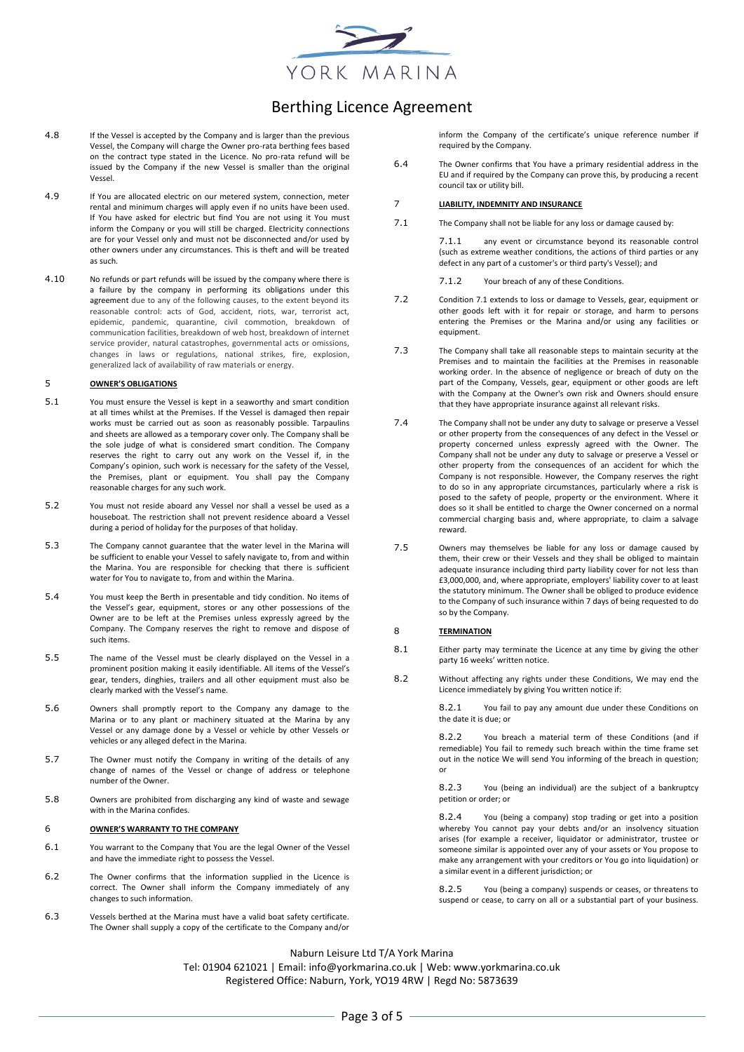4.8 If the Vessel is accepted by the Company and is larger than the previous Vessel, the Company will charge the Owner pro-rata berthing fees based on the contract type stated in the Licence. No pro-rata refund will be issued by the Company if the new Vessel is smaller than the original Vessel.

4.9 If You are allocated electric on our metered system, connection, meter rental and minimum charges will apply even if no units have been used. If You have asked for electric but find You are not using it You must inform the Company or you will still be charged. Electricity connections are for your Vessel only and must not be disconnected and/or used by other owners under any circumstances. This is theft and will be treated as such.

4.10 No refunds or part refunds will be issued by the company where there is a failure by the company in performing its obligations under this agreement due to any of the following causes, to the extent beyond its reasonable control: acts of God, accident, riots, war, terrorist act, epidemic, pandemic, quarantine, civil commotion, breakdown of communication facilities, breakdown of web host, breakdown of internet service provider, natural catastrophes, governmental acts or omissions, changes in laws or regulations, national strikes, fire, explosion, generalized lack of availability of raw materials or energy.

## 5 OWNER'S OBLIGATIONS

5.1 You must ensure the Vessel is kept in a seaworthy and smart condition at all times whilst at the Premises. If the Vessel is damaged then repair works must be carried out as soon as reasonably possible. Tarpaulins and sheets are allowed as a temporary cover only. The Company shall be the sole judge of what is considered smart condition. The Company reserves the right to carry out any work on the Vessel if, in the Company's opinion, such work is necessary for the safety of the Vessel, the Premises, plant or equipment. You shall pay the Company reasonable charges for any such work.

5.2 You must not reside aboard any Vessel nor shall a vessel be used as a houseboat. The restriction shall not prevent residence aboard a Vessel during a period of holiday for the purposes of that holiday.

5.3 The Company cannot guarantee that the water level in the Marina will be sufficient to enable your Vessel to safely navigate to, from and within the Marina. You are responsible for checking that there is sufficient water for You to navigate to, from and within the Marina.

5.4 You must keep the Berth in presentable and tidy condition. No items of the Vessel's gear, equipment, stores or any other possessions of the Owner are to be left at the Premises unless expressly agreed by the Company. The Company reserves the right to remove and dispose of such items.

5.5 The name of the Vessel must be clearly displayed on the Vessel in a prominent position making it easily identifiable. All items of the Vessel's gear, tenders, dinghies, trailers and all other equipment must also be clearly marked with the Vessel's name.

5.6 Owners shall promptly report to the Company any damage to the Marina or to any plant or machinery situated at the Marina by any Vessel or any damage done by a Vessel or vehicle by other Vessels or vehicles or any alleged defect in the Marina.

5.7 The Owner must notify the Company in writing of the details of any change of names of the Vessel or change of address or telephone number of the Owner.

5.8 Owners are prohibited from discharging any kind of waste and sewage with in the Marina confides.

## 6 OWNER'S WARRANTY TO THE COMPANY

6.1 You warrant to the Company that You are the legal Owner of the Vessel and have the immediate right to possess the Vessel.

6.2 The Owner confirms that the information supplied in the Licence is correct. The Owner shall inform the Company immediately of any changes to such information.

6.3 Vessels berthed at the Marina must have a valid boat safety certificate. The Owner shall supply a copy of the certificate to the Company and/or inform the Company of the certificate's unique reference number if required by the Company.

6.4 The Owner confirms that You have a primary residential address in the EU and if required by the Company can prove this, by producing a recent council tax or utility bill.

## 7 LIABILITY, INDEMNITY AND INSURANCE

7.1 The Company shall not be liable for any loss or damage caused by:

7.1.1 any event or circumstance beyond its reasonable control (such as extreme weather conditions, the actions of third parties or any defect in any part of a customer's or third party's Vessel); and

7.1.2 Your breach of any of these Conditions.

7.2 Condition 7.1 extends to loss or damage to Vessels, gear, equipment or other goods left with it for repair or storage, and harm to persons entering the Premises or the Marina and/or using any facilities or equipment.

7.3 The Company shall take all reasonable steps to maintain security at the Premises and to maintain the facilities at the Premises in reasonable working order. In the absence of negligence or breach of duty on the part of the Company, Vessels, gear, equipment or other goods are left with the Company at the Owner's own risk and Owners should ensure that they have appropriate insurance against all relevant risks.

7.4 The Company shall not be under any duty to salvage or preserve a Vessel or other property from the consequences of any defect in the Vessel or property concerned unless expressly agreed with the Owner. The Company shall not be under any duty to salvage or preserve a Vessel or other property from the consequences of an accident for which the Company is not responsible. However, the Company reserves the right to do so in any appropriate circumstances, particularly where a risk is posed to the safety of people, property or the environment. Where it does so it shall be entitled to charge the Owner concerned on a normal commercial charging basis and, where appropriate, to claim a salvage reward.

7.5 Owners may themselves be liable for any loss or damage caused by them, their crew or their Vessels and they shall be obliged to maintain adequate insurance including third party liability cover for not less than £3,000,000, and, where appropriate, employers' liability cover to at least the statutory minimum. The Owner shall be obliged to produce evidence to the Company of such insurance within 7 days of being requested to do so by the Company.

## 8 TERMINATION

8.1 Either party may terminate the Licence at any time by giving the other party 16 weeks' written notice.

8.2 Without affecting any rights under these Conditions, We may end the Licence immediately by giving You written notice if:

8.2.1 You fail to pay any amount due under these Conditions on the date it is due; or

8.2.2 You breach a material term of these Conditions (and if remediable) You fail to remedy such breach within the time frame set out in the notice We will send You informing of the breach in question; or

8.2.3 You (being an individual) are the subject of a bankruptcy petition or order; or

8.2.4 You (being a company) stop trading or get into a position whereby You cannot pay your debts and/or an insolvency situation arises (for example a receiver, liquidator or administrator, trustee or someone similar is appointed over any of your assets or You propose to make any arrangement with your creditors or You go into liquidation) or a similar event in a different jurisdiction; or

8.2.5 You (being a company) suspends or ceases, or threatens to suspend or cease, to carry on all or a substantial part of your business.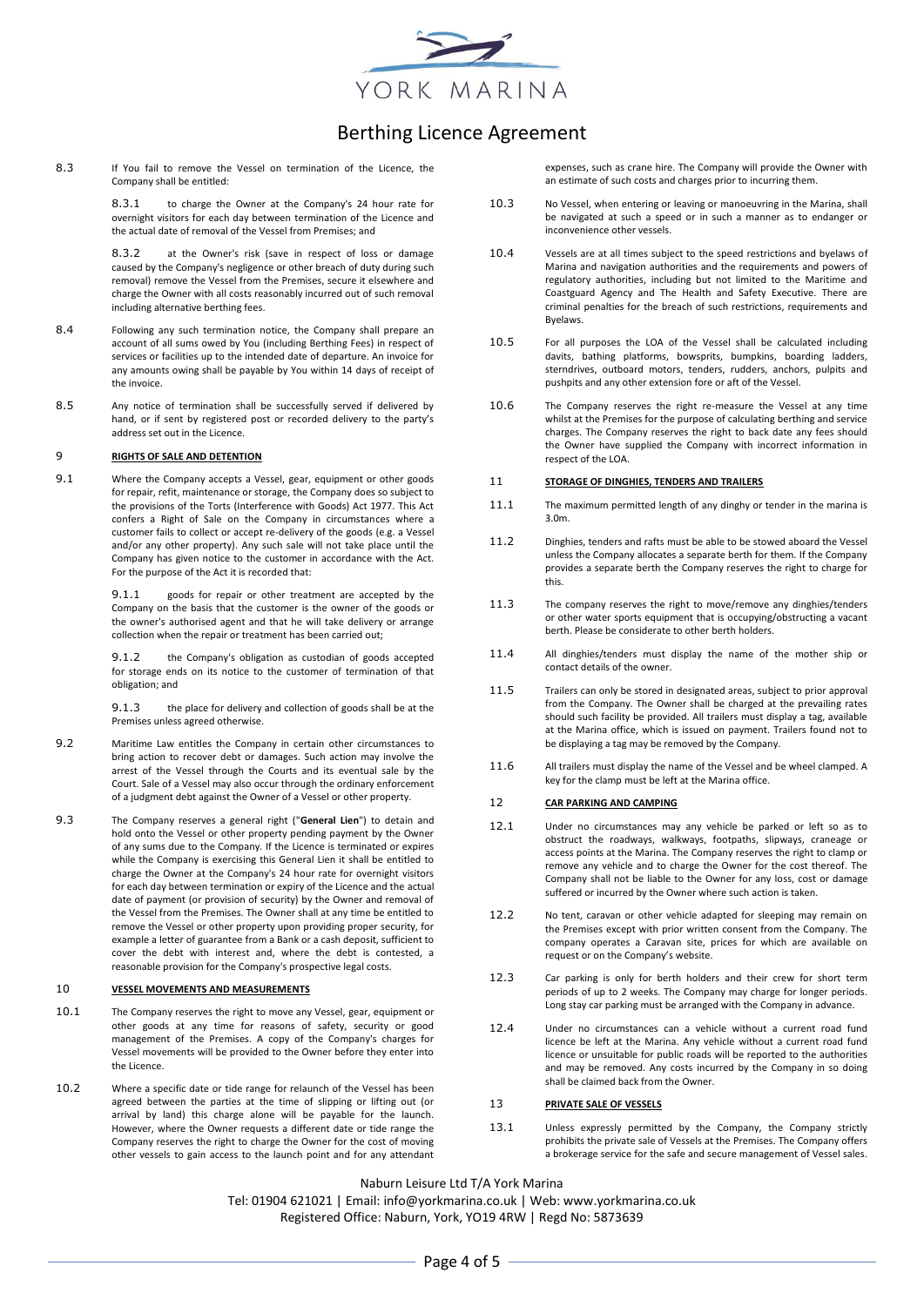8.3 If You fail to remove the Vessel on termination of the Licence, the Company shall be entitled:

8.3.1 to charge the Owner at the Company's 24 hour rate for overnight visitors for each day between termination of the Licence and the actual date of removal of the Vessel from Premises; and

8.3.2 at the Owner's risk (save in respect of loss or damage caused by the Company's negligence or other breach of duty during such removal) remove the Vessel from the Premises, secure it elsewhere and charge the Owner with all costs reasonably incurred out of such removal including alternative berthing fees.

8.4 Following any such termination notice, the Company shall prepare an account of all sums owed by You (including Berthing Fees) in respect of services or facilities up to the intended date of departure. An invoice for any amounts owing shall be payable by You within 14 days of receipt of the invoice.

8.5 Any notice of termination shall be successfully served if delivered by hand, or if sent by registered post or recorded delivery to the party's address set out in the Licence.

## 9 RIGHTS OF SALE AND DETENTION

9.1 Where the Company accepts a Vessel, gear, equipment or other goods for repair, refit, maintenance or storage, the Company does so subject to the provisions of the Torts (Interference with Goods) Act 1977. This Act confers a Right of Sale on the Company in circumstances where a customer fails to collect or accept re-delivery of the goods (e.g. a Vessel and/or any other property). Any such sale will not take place until the Company has given notice to the customer in accordance with the Act. For the purpose of the Act it is recorded that:

9.1.1 goods for repair or other treatment are accepted by the Company on the basis that the customer is the owner of the goods or the owner's authorised agent and that he will take delivery or arrange collection when the repair or treatment has been carried out;

9.1.2 the Company's obligation as custodian of goods accepted for storage ends on its notice to the customer of termination of that obligation; and

9.1.3 the place for delivery and collection of goods shall be at the Premises unless agreed otherwise.

9.2 Maritime Law entitles the Company in certain other circumstances to bring action to recover debt or damages. Such action may involve the arrest of the Vessel through the Courts and its eventual sale by the Court. Sale of a Vessel may also occur through the ordinary enforcement of a judgment debt against the Owner of a Vessel or other property.

9.3 The Company reserves a general right ("**General Lien**") to detain and hold onto the Vessel or other property pending payment by the Owner of any sums due to the Company. If the Licence is terminated or expires while the Company is exercising this General Lien it shall be entitled to charge the Owner at the Company's 24 hour rate for overnight visitors for each day between termination or expiry of the Licence and the actual date of payment (or provision of security) by the Owner and removal of the Vessel from the Premises. The Owner shall at any time be entitled to remove the Vessel or other property upon providing proper security, for example a letter of guarantee from a Bank or a cash deposit, sufficient to cover the debt with interest and, where the debt is contested, a reasonable provision for the Company's prospective legal costs.

## 10 VESSEL MOVEMENTS AND MEASUREMENTS

10.1 The Company reserves the right to move any Vessel, gear, equipment or other goods at any time for reasons of safety, security or good management of the Premises. A copy of the Company's charges for Vessel movements will be provided to the Owner before they enter into the Licence.

10.2 Where a specific date or tide range for relaunch of the Vessel has been agreed between the parties at the time of slipping or lifting out (or arrival by land) this charge alone will be payable for the launch. However, where the Owner requests a different date or tide range the Company reserves the right to charge the Owner for the cost of moving other vessels to gain access to the launch point and for any attendant expenses, such as crane hire. The Company will provide the Owner with an estimate of such costs and charges prior to incurring them.

10.3 No Vessel, when entering or leaving or manoeuvring in the Marina, shall be navigated at such a speed or in such a manner as to endanger or inconvenience other vessels.

10.4 Vessels are at all times subject to the speed restrictions and byelaws of Marina and navigation authorities and the requirements and powers of regulatory authorities, including but not limited to the Maritime and Coastguard Agency and The Health and Safety Executive. There are criminal penalties for the breach of such restrictions, requirements and Byelaws.

10.5 For all purposes the LOA of the Vessel shall be calculated including davits, bathing platforms, bowsprits, bumpkins, boarding ladders, sterndrives, outboard motors, tenders, rudders, anchors, pulpits and pushpits and any other extension fore or aft of the Vessel.

10.6 The Company reserves the right re-measure the Vessel at any time whilst at the Premises for the purpose of calculating berthing and service charges. The Company reserves the right to back date any fees should the Owner have supplied the Company with incorrect information in respect of the LOA.

## 11 STORAGE OF DINGHIES, TENDERS AND TRAILERS

11.1 The maximum permitted length of any dinghy or tender in the marina is 3.0m.

11.2 Dinghies, tenders and rafts must be able to be stowed aboard the Vessel unless the Company allocates a separate berth for them. If the Company provides a separate berth the Company reserves the right to charge for this.

11.3 The company reserves the right to move/remove any dinghies/tenders or other water sports equipment that is occupying/obstructing a vacant berth. Please be considerate to other berth holders.

11.4 All dinghies/tenders must display the name of the mother ship or contact details of the owner.

11.5 Trailers can only be stored in designated areas, subject to prior approval from the Company. The Owner shall be charged at the prevailing rates should such facility be provided. All trailers must display a tag, available at the Marina office, which is issued on payment. Trailers found not to be displaying a tag may be removed by the Company.

11.6 All trailers must display the name of the Vessel and be wheel clamped. A key for the clamp must be left at the Marina office.

## 12 CAR PARKING AND CAMPING

12.1 Under no circumstances may any vehicle be parked or left so as to obstruct the roadways, walkways, footpaths, slipways, craneage or access points at the Marina. The Company reserves the right to clamp or remove any vehicle and to charge the Owner for the cost thereof. The Company shall not be liable to the Owner for any loss, cost or damage suffered or incurred by the Owner where such action is taken.

12.2 No tent, caravan or other vehicle adapted for sleeping may remain on the Premises except with prior written consent from the Company. The company operates a Caravan site, prices for which are available on request or on the Company's website.

12.3 Car parking is only for berth holders and their crew for short term periods of up to 2 weeks. The Company may charge for longer periods. Long stay car parking must be arranged with the Company in advance.

12.4 Under no circumstances can a vehicle without a current road fund licence be left at the Marina. Any vehicle without a current road fund licence or unsuitable for public roads will be reported to the authorities and may be removed. Any costs incurred by the Company in so doing shall be claimed back from the Owner.

## 13 PRIVATE SALE OF VESSELS

13.1 Unless expressly permitted by the Company, the Company strictly prohibits the private sale of Vessels at the Premises. The Company offers a brokerage service for the safe and secure management of Vessel sales.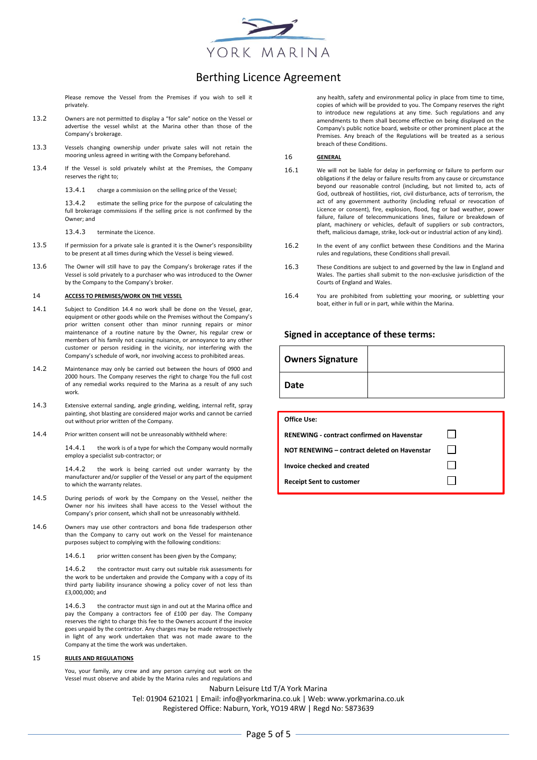# Berthing Licence Agreement

Please remove the Vessel from the Premises if you wish to sell it privately.

13.2 Owners are not permitted to display a "for sale" notice on the Vessel or advertise the vessel whilst at the Marina other than those of the Company's brokerage.

13.3 Vessels changing ownership under private sales will not retain the mooring unless agreed in writing with the Company beforehand.

13.4 If the Vessel is sold privately whilst at the Premises, the Company reserves the right to;

13.4.1 charge a commission on the selling price of the Vessel;

13.4.2 estimate the selling price for the purpose of calculating the full brokerage commissions if the selling price is not confirmed by the Owner; and

13.4.3 terminate the Licence.

13.5 If permission for a private sale is granted it is the Owner's responsibility to be present at all times during which the Vessel is being viewed.

13.6 The Owner will still have to pay the Company's brokerage rates if the Vessel is sold privately to a purchaser who was introduced to the Owner by the Company to the Company's broker.

## 14 ACCESS TO PREMISES/WORK ON THE VESSEL

14.1 Subject to Condition 14.4 no work shall be done on the Vessel, gear, equipment or other goods while on the Premises without the Company's prior written consent other than minor running repairs or minor maintenance of a routine nature by the Owner, his regular crew or members of his family not causing nuisance, or annoyance to any other customer or person residing in the vicinity, nor interfering with the Company's schedule of work, nor involving access to prohibited areas.

14.2 Maintenance may only be carried out between the hours of 0900 and 2000 hours. The Company reserves the right to charge You the full cost of any remedial works required to the Marina as a result of any such work.

14.3 Extensive external sanding, angle grinding, welding, internal refit, spray painting, shot blasting are considered major works and cannot be carried out without prior written of the Company.

14.4 Prior written consent will not be unreasonably withheld where:

14.4.1 the work is of a type for which the Company would normally employ a specialist sub-contractor; or

14.4.2 the work is being carried out under warranty by the manufacturer and/or supplier of the Vessel or any part of the equipment to which the warranty relates.

14.5 During periods of work by the Company on the Vessel, neither the Owner nor his invitees shall have access to the Vessel without the Company's prior consent, which shall not be unreasonably withheld.

14.6 Owners may use other contractors and bona fide tradesperson other than the Company to carry out work on the Vessel for maintenance purposes subject to complying with the following conditions:

14.6.1 prior written consent has been given by the Company;

14.6.2 the contractor must carry out suitable risk assessments for the work to be undertaken and provide the Company with a copy of its third party liability insurance showing a policy cover of not less than £3,000,000; and

14.6.3 the contractor must sign in and out at the Marina office and pay the Company a contractors fee of £100 per day. The Company reserves the right to charge this fee to the Owners account if the invoice goes unpaid by the contractor. Any charges may be made retrospectively in light of any work undertaken that was not made aware to the Company at the time the work was undertaken.

## 15 RULES AND REGULATIONS

You, your family, any crew and any person carrying out work on the Vessel must observe and abide by the Marina rules and regulations and any health, safety and environmental policy in place from time to time, copies of which will be provided to you. The Company reserves the right to introduce new regulations at any time. Such regulations and any amendments to them shall become effective on being displayed on the Company's public notice board, website or other prominent place at the Premises. Any breach of the Regulations will be treated as a serious breach of these Conditions.

## 16 GENERAL

16.1 We will not be liable for delay in performing or failure to perform our obligations if the delay or failure results from any cause or circumstance beyond our reasonable control (including, but not limited to, acts of God, outbreak of hostilities, riot, civil disturbance, acts of terrorism, the act of any government authority (including refusal or revocation of Licence or consent), fire, explosion, flood, fog or bad weather, power failure, failure of telecommunications lines, failure or breakdown of plant, machinery or vehicles, default of suppliers or sub contractors, theft, malicious damage, strike, lock-out or industrial action of any kind).

16.2 In the event of any conflict between these Conditions and the Marina rules and regulations, these Conditions shall prevail.

16.3 These Conditions are subject to and governed by the law in England and Wales. The parties shall submit to the non-exclusive jurisdiction of the Courts of England and Wales.

16.4 You are prohibited from subletting your mooring, or subletting your boat, either in full or in part, while within the Marina.

## Signed in acceptance of these terms:

| | |
|---|---|
| **Owners Signature** | |
| **Date** | |

| **Office Use:** | |
|---|---|
| **RENEWING - contract confirmed on Havenstar** | ☐ |
| **NOT RENEWING – contract deleted on Havenstar** | ☐ |
| **Invoice checked and created** | ☐ |
| **Receipt Sent to customer** | ☐ |

Naburn Leisure Ltd T/A York Marina
Tel: 01904 621021 | Email: info@yorkmarina.co.uk | Web: www.yorkmarina.co.uk
Registered Office: Naburn, York, YO19 4RW | Regd No: 5873639